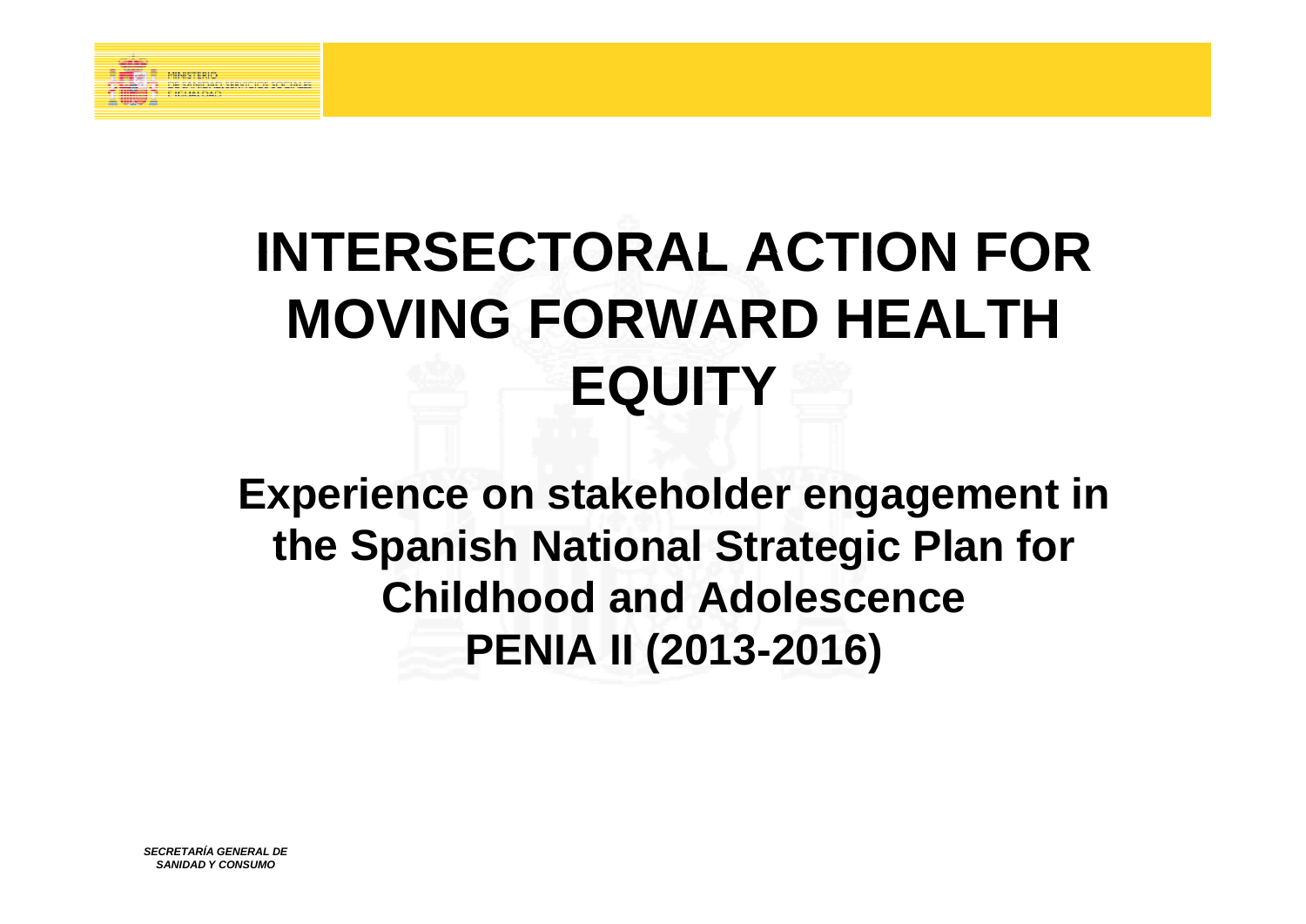# INTERSECTORAL ACTION FOR MOVING FORWARD HEALTH EQUITY

## Experience on stakeholder engagement in the Spanish National Strategic Plan for Childhood and Adolescence PENIA II (2013-2016)

***SECRETARÍA GENERAL DE SANIDAD Y CONSUMO***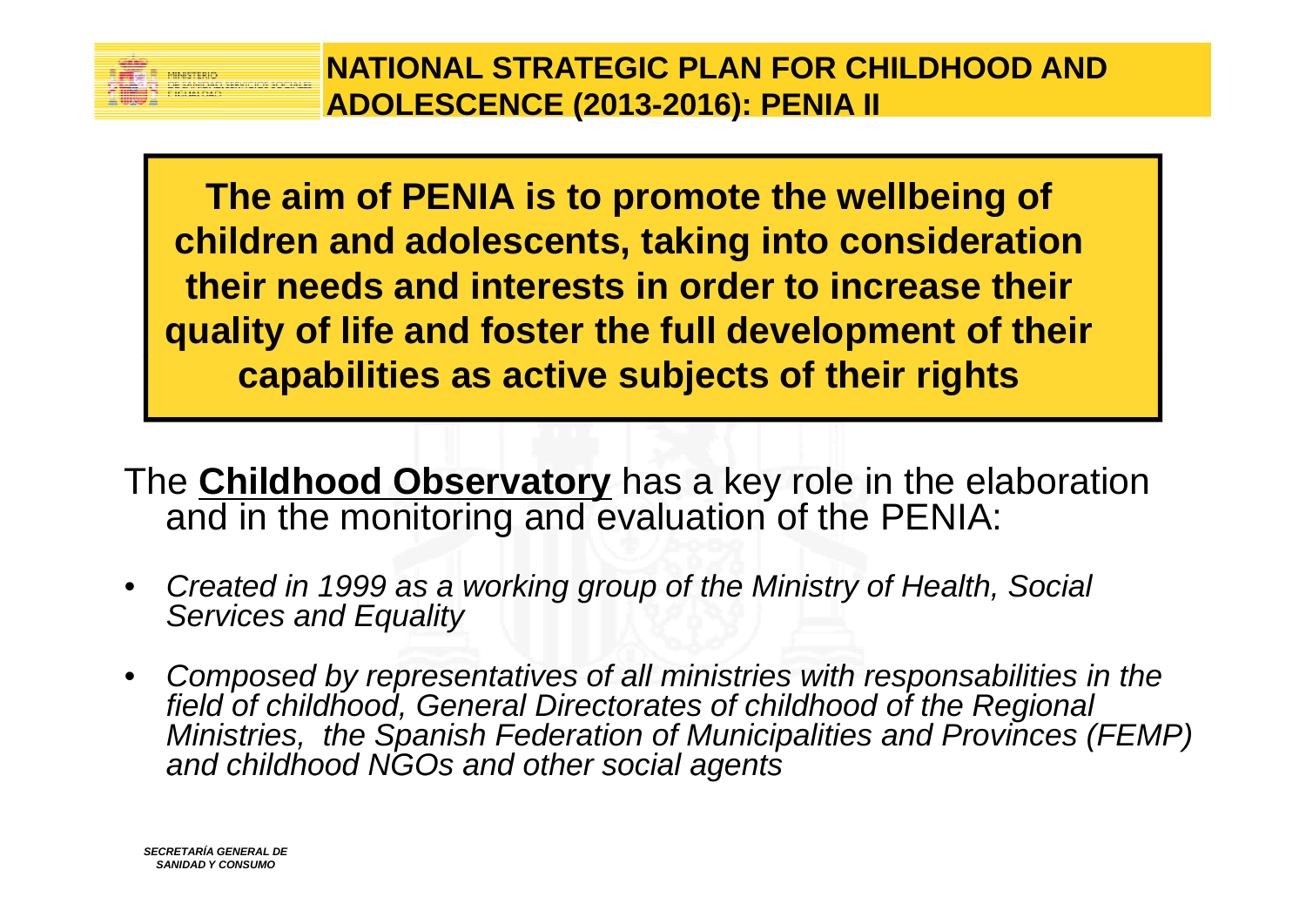# NATIONAL STRATEGIC PLAN FOR CHILDHOOD AND ADOLESCENCE (2013-2016): PENIA II

**The aim of PENIA is to promote the wellbeing of children and adolescents, taking into consideration their needs and interests in order to increase their quality of life and foster the full development of their capabilities as active subjects of their rights**

The **Childhood Observatory** has a key role in the elaboration and in the monitoring and evaluation of the PENIA:

- *Created in 1999 as a working group of the Ministry of Health, Social Services and Equality*
- *Composed by representatives of all ministries with responsabilities in the field of childhood, General Directorates of childhood of the Regional Ministries, the Spanish Federation of Municipalities and Provinces (FEMP) and childhood NGOs and other social agents*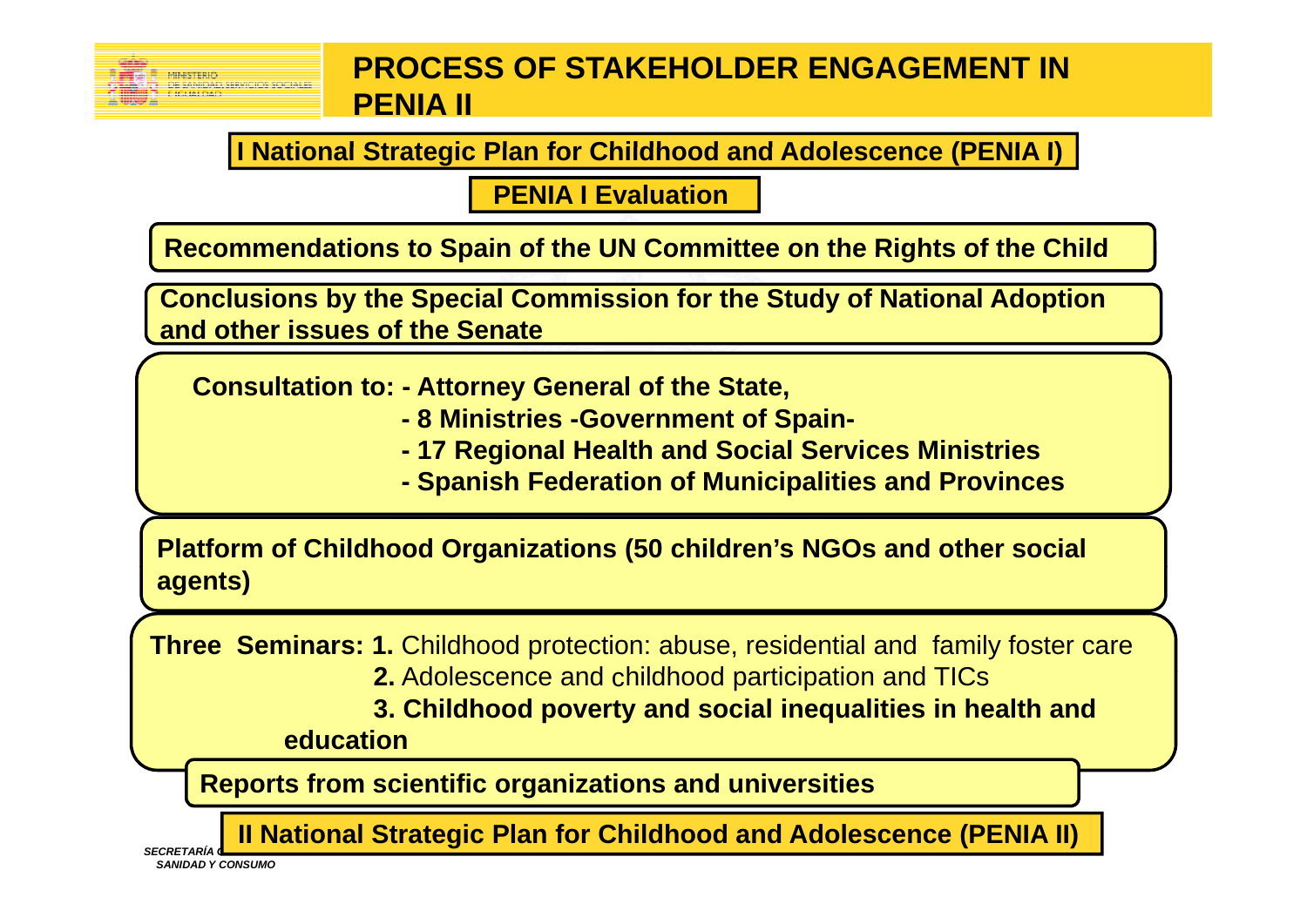# PROCESS OF STAKEHOLDER ENGAGEMENT IN PENIA II

**I National Strategic Plan for Childhood and Adolescence (PENIA I)**

**PENIA I Evaluation**

**Recommendations to Spain of the UN Committee on the Rights of the Child**

**Conclusions by the Special Commission for the Study of National Adoption and other issues of the Senate**

**Consultation to:**
- **Attorney General of the State,**
- **8 Ministries -Government of Spain-**
- **17 Regional Health and Social Services Ministries**
- **Spanish Federation of Municipalities and Provinces**

**Platform of Childhood Organizations (50 children's NGOs and other social agents)**

**Three Seminars:**
1. Childhood protection: abuse, residential and family foster care
2. Adolescence and childhood participation and TICs
3. **Childhood poverty and social inequalities in health and education**

**Reports from scientific organizations and universities**

**II National Strategic Plan for Childhood and Adolescence (PENIA II)**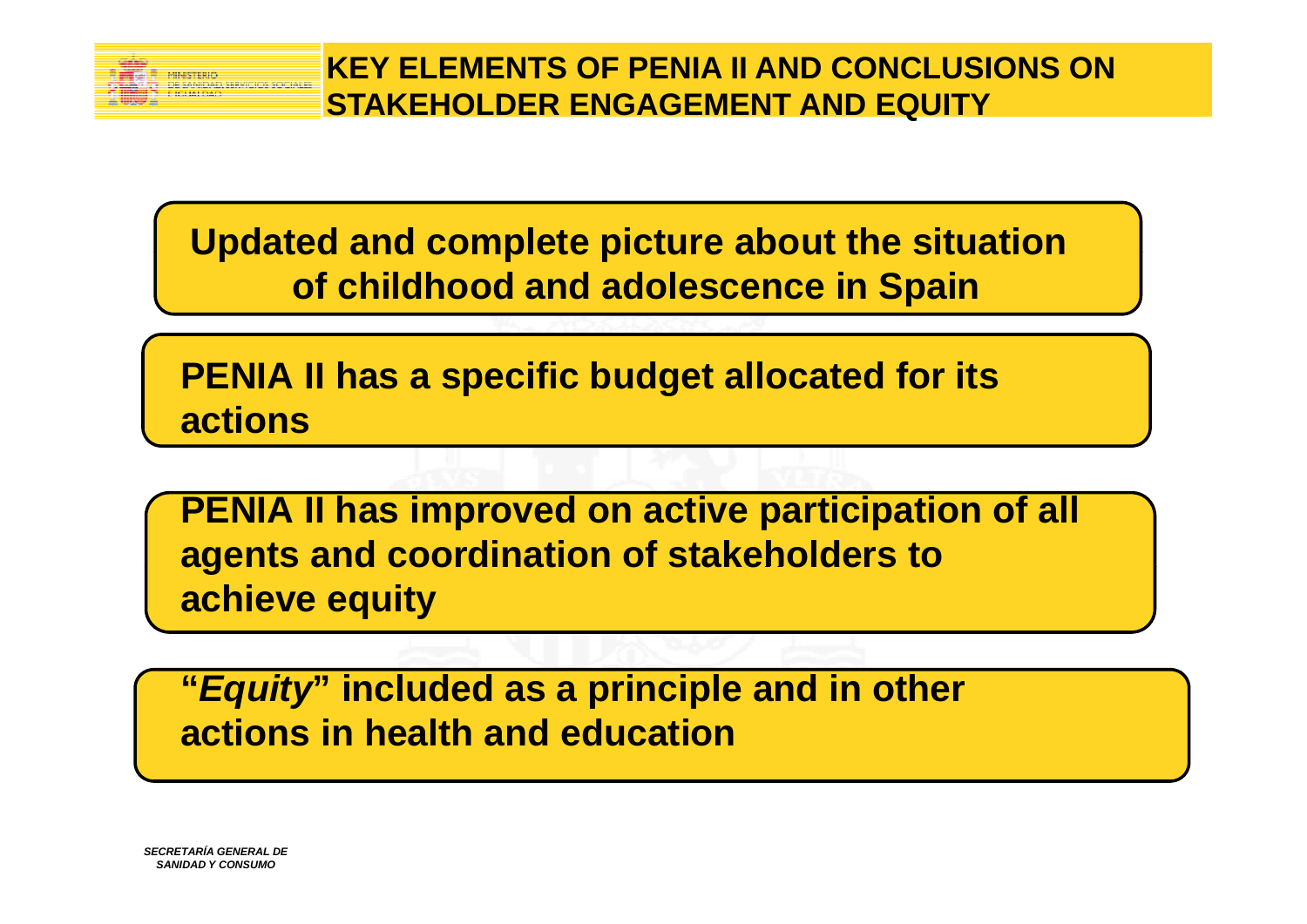# KEY ELEMENTS OF PENIA II AND CONCLUSIONS ON STAKEHOLDER ENGAGEMENT AND EQUITY

**Updated and complete picture about the situation of childhood and adolescence in Spain**

**PENIA II has a specific budget allocated for its actions**

**PENIA II has improved on active participation of all agents and coordination of stakeholders to achieve equity**

**"*Equity*" included as a principle and in other actions in health and education**

*SECRETARÍA GENERAL DE SANIDAD Y CONSUMO*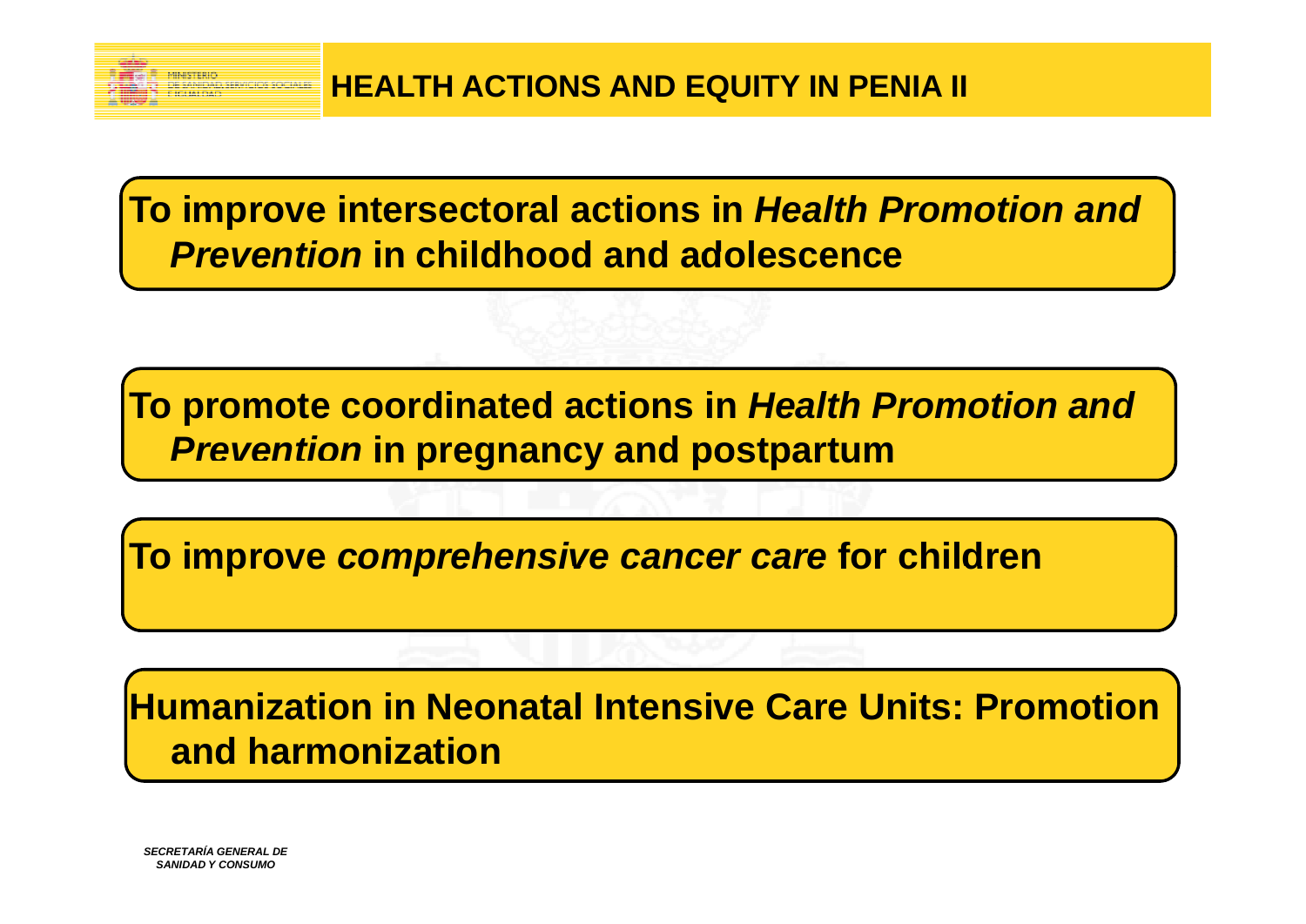## HEALTH ACTIONS AND EQUITY IN PENIA II

**To improve intersectoral actions in *Health Promotion and Prevention* in childhood and adolescence**

**To promote coordinated actions in *Health Promotion and Prevention* in pregnancy and postpartum**

**To improve *comprehensive cancer care* for children**

**Humanization in Neonatal Intensive Care Units: Promotion and harmonization**

***SECRETARÍA GENERAL DE SANIDAD Y CONSUMO***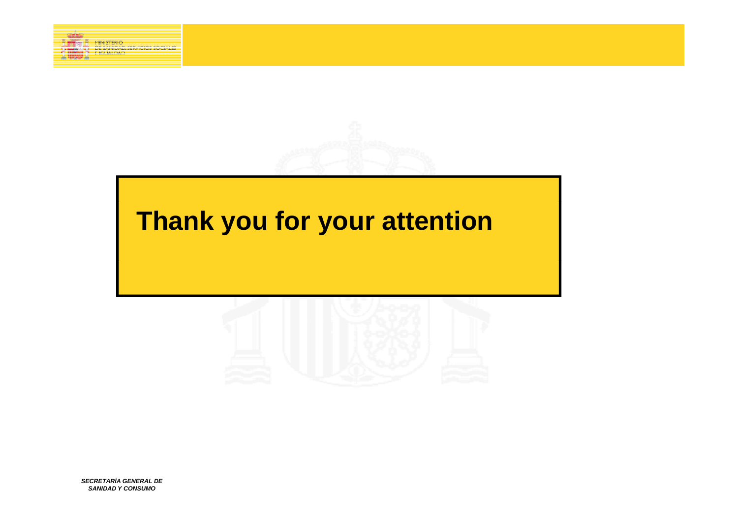# Thank you for your attention

*SECRETARÍA GENERAL DE SANIDAD Y CONSUMO*